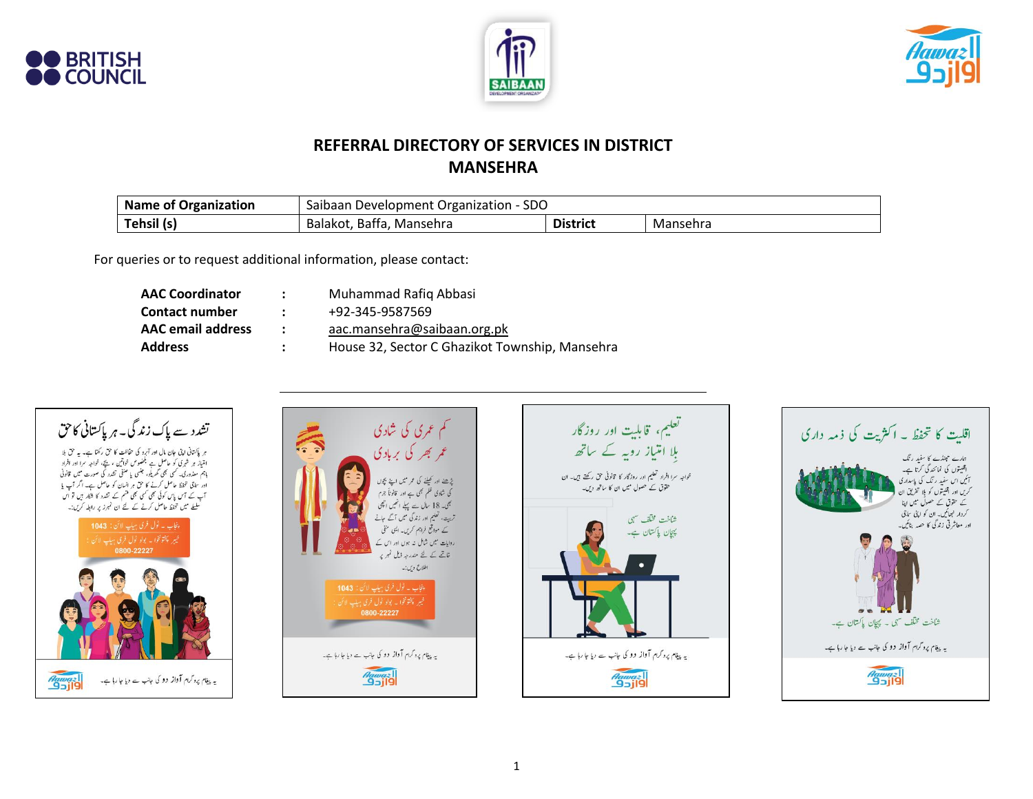# REFERRAL DIRECTORY OF SERVICES IN DISTRICT MANSEHRA

| Name of Organization | Saibaan Development Organization - SDO | | |
|---|---|---|---|
| Tehsil (s) | Balakot, Baffa, Mansehra | District | Mansehra |

For queries or to request additional information, please contact:

| | | |
|---|---|---|
| **AAC Coordinator** | : | Muhammad Rafiq Abbasi |
| **Contact number** | : | +92-345-9587569 |
| **AAC email address** | : | aac.mansehra@saibaan.org.pk |
| **Address** | : | House 32, Sector C Ghazikot Township, Mansehra |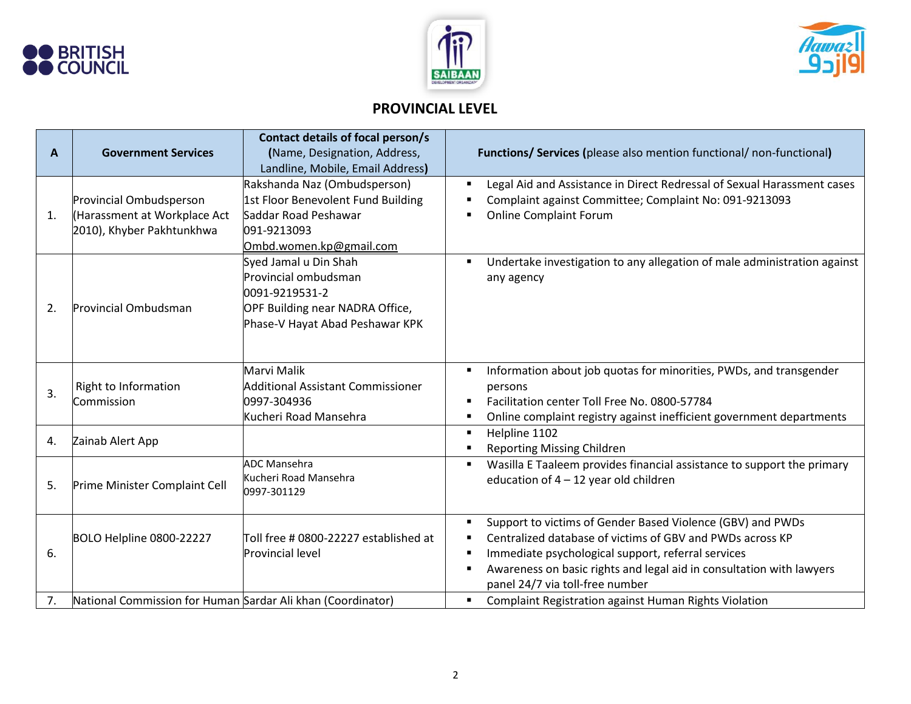## PROVINCIAL LEVEL

| A | Government Services | Contact details of focal person/s (Name, Designation, Address, Landline, Mobile, Email Address) | Functions/ Services (please also mention functional/ non-functional) |
|---|---|---|---|
| 1. | Provincial Ombudsperson (Harassment at Workplace Act 2010), Khyber Pakhtunkhwa | Rakshanda Naz (Ombudsperson)<br>1st Floor Benevolent Fund Building<br>Saddar Road Peshawar<br>091-9213093<br>Ombd.women.kp@gmail.com | ▪ Legal Aid and Assistance in Direct Redressal of Sexual Harassment cases<br>▪ Complaint against Committee; Complaint No: 091-9213093<br>▪ Online Complaint Forum |
| 2. | Provincial Ombudsman | Syed Jamal u Din Shah<br>Provincial ombudsman<br>0091-9219531-2<br>OPF Building near NADRA Office, Phase-V Hayat Abad Peshawar KPK | ▪ Undertake investigation to any allegation of male administration against any agency |
| 3. | Right to Information Commission | Marvi Malik<br>Additional Assistant Commissioner<br>0997-304936<br>Kucheri Road Mansehra | ▪ Information about job quotas for minorities, PWDs, and transgender persons<br>▪ Facilitation center Toll Free No. 0800-57784<br>▪ Online complaint registry against inefficient government departments |
| 4. | Zainab Alert App | | ▪ Helpline 1102<br>▪ Reporting Missing Children |
| 5. | Prime Minister Complaint Cell | ADC Mansehra<br>Kucheri Road Mansehra<br>0997-301129 | ▪ Wasilla E Taaleem provides financial assistance to support the primary education of 4 – 12 year old children |
| 6. | BOLO Helpline 0800-22227 | Toll free # 0800-22227 established at Provincial level | ▪ Support to victims of Gender Based Violence (GBV) and PWDs<br>▪ Centralized database of victims of GBV and PWDs across KP<br>▪ Immediate psychological support, referral services<br>▪ Awareness on basic rights and legal aid in consultation with lawyers panel 24/7 via toll-free number |
| 7. | National Commission for Human | Sardar Ali khan (Coordinator) | ▪ Complaint Registration against Human Rights Violation |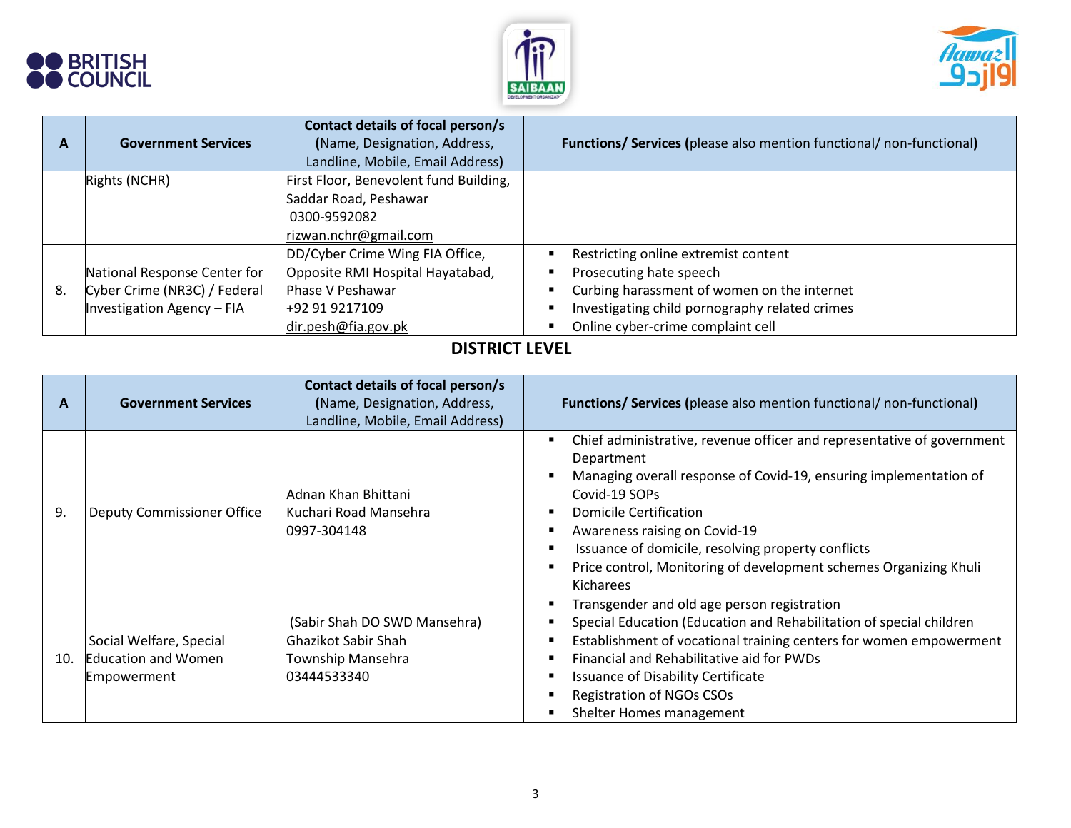| A | Government Services | Contact details of focal person/s (Name, Designation, Address, Landline, Mobile, Email Address) | Functions/ Services (please also mention functional/ non-functional) |
|---|---|---|---|
| | Rights (NCHR) | First Floor, Benevolent fund Building, Saddar Road, Peshawar<br>0300-9592082<br>rizwan.nchr@gmail.com | |
| 8. | National Response Center for Cyber Crime (NR3C) / Federal Investigation Agency – FIA | DD/Cyber Crime Wing FIA Office, Opposite RMI Hospital Hayatabad, Phase V Peshawar<br>+92 91 9217109<br>dir.pesh@fia.gov.pk | ▪ Restricting online extremist content<br>▪ Prosecuting hate speech<br>▪ Curbing harassment of women on the internet<br>▪ Investigating child pornography related crimes<br>▪ Online cyber-crime complaint cell |

## DISTRICT LEVEL

| A | Government Services | Contact details of focal person/s (Name, Designation, Address, Landline, Mobile, Email Address) | Functions/ Services (please also mention functional/ non-functional) |
|---|---|---|---|
| 9. | Deputy Commissioner Office | Adnan Khan Bhittani<br>Kuchari Road Mansehra<br>0997-304148 | ▪ Chief administrative, revenue officer and representative of government Department<br>▪ Managing overall response of Covid-19, ensuring implementation of Covid-19 SOPs<br>▪ Domicile Certification<br>▪ Awareness raising on Covid-19<br>▪ Issuance of domicile, resolving property conflicts<br>▪ Price control, Monitoring of development schemes Organizing Khuli Kicharees |
| 10. | Social Welfare, Special Education and Women Empowerment | (Sabir Shah DO SWD Mansehra)<br>Ghazikot Sabir Shah<br>Township Mansehra<br>03444533340 | ▪ Transgender and old age person registration<br>▪ Special Education (Education and Rehabilitation of special children<br>▪ Establishment of vocational training centers for women empowerment<br>▪ Financial and Rehabilitative aid for PWDs<br>▪ Issuance of Disability Certificate<br>▪ Registration of NGOs CSOs<br>▪ Shelter Homes management |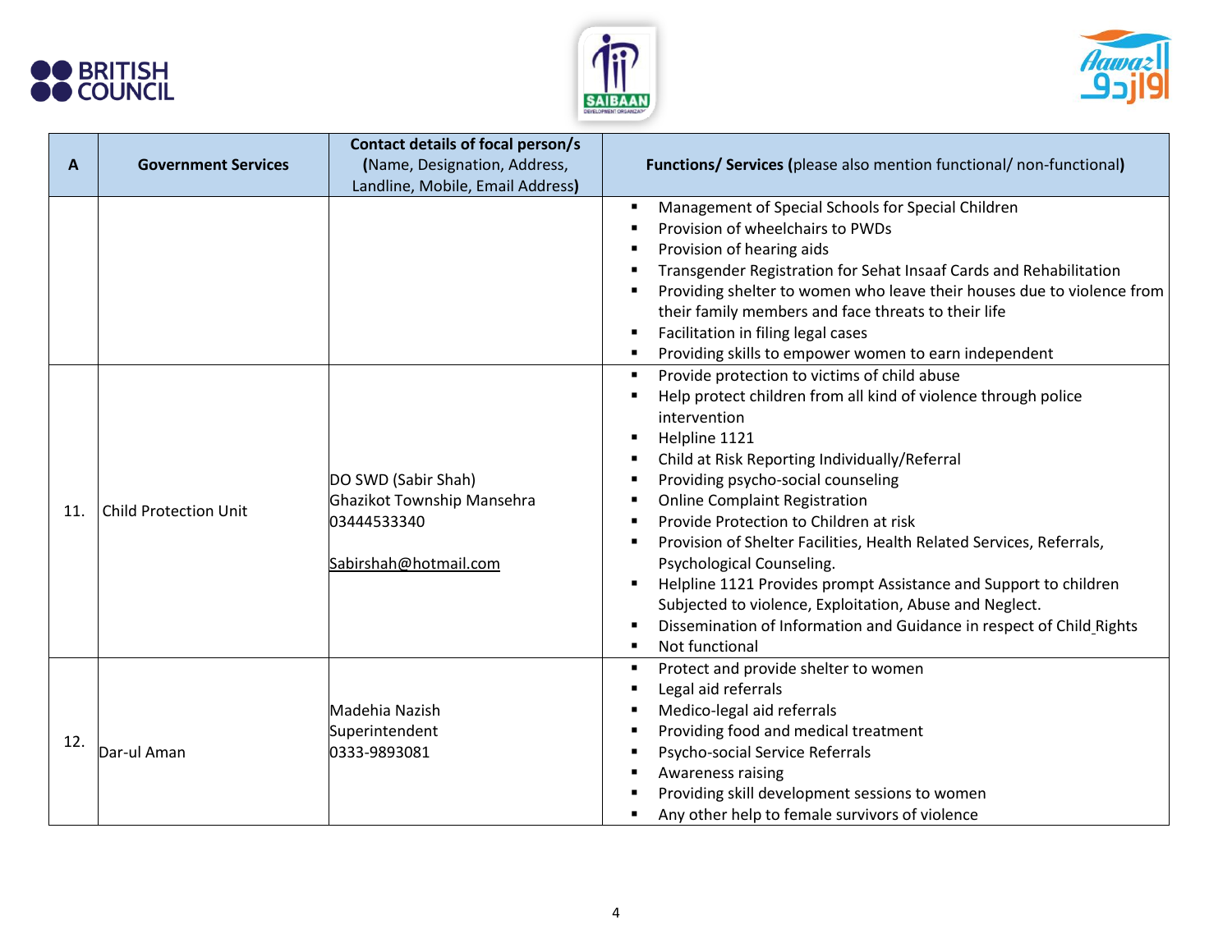| A | Government Services | Contact details of focal person/s (Name, Designation, Address, Landline, Mobile, Email Address) | Functions/ Services (please also mention functional/ non-functional) |
|---|---|---|---|
| | | | ▪ Management of Special Schools for Special Children<br>▪ Provision of wheelchairs to PWDs<br>▪ Provision of hearing aids<br>▪ Transgender Registration for Sehat Insaaf Cards and Rehabilitation<br>▪ Providing shelter to women who leave their houses due to violence from their family members and face threats to their life<br>▪ Facilitation in filing legal cases<br>▪ Providing skills to empower women to earn independent |
| 11. | Child Protection Unit | DO SWD (Sabir Shah)<br>Ghazikot Township Mansehra<br>03444533340<br><br>Sabirshah@hotmail.com | ▪ Provide protection to victims of child abuse<br>▪ Help protect children from all kind of violence through police intervention<br>▪ Helpline 1121<br>▪ Child at Risk Reporting Individually/Referral<br>▪ Providing psycho-social counseling<br>▪ Online Complaint Registration<br>▪ Provide Protection to Children at risk<br>▪ Provision of Shelter Facilities, Health Related Services, Referrals, Psychological Counseling.<br>▪ Helpline 1121 Provides prompt Assistance and Support to children Subjected to violence, Exploitation, Abuse and Neglect.<br>▪ Dissemination of Information and Guidance in respect of Child Rights<br>▪ Not functional |
| 12. | Dar-ul Aman | Madehia Nazish<br>Superintendent<br>0333-9893081 | ▪ Protect and provide shelter to women<br>▪ Legal aid referrals<br>▪ Medico-legal aid referrals<br>▪ Providing food and medical treatment<br>▪ Psycho-social Service Referrals<br>▪ Awareness raising<br>▪ Providing skill development sessions to women<br>▪ Any other help to female survivors of violence |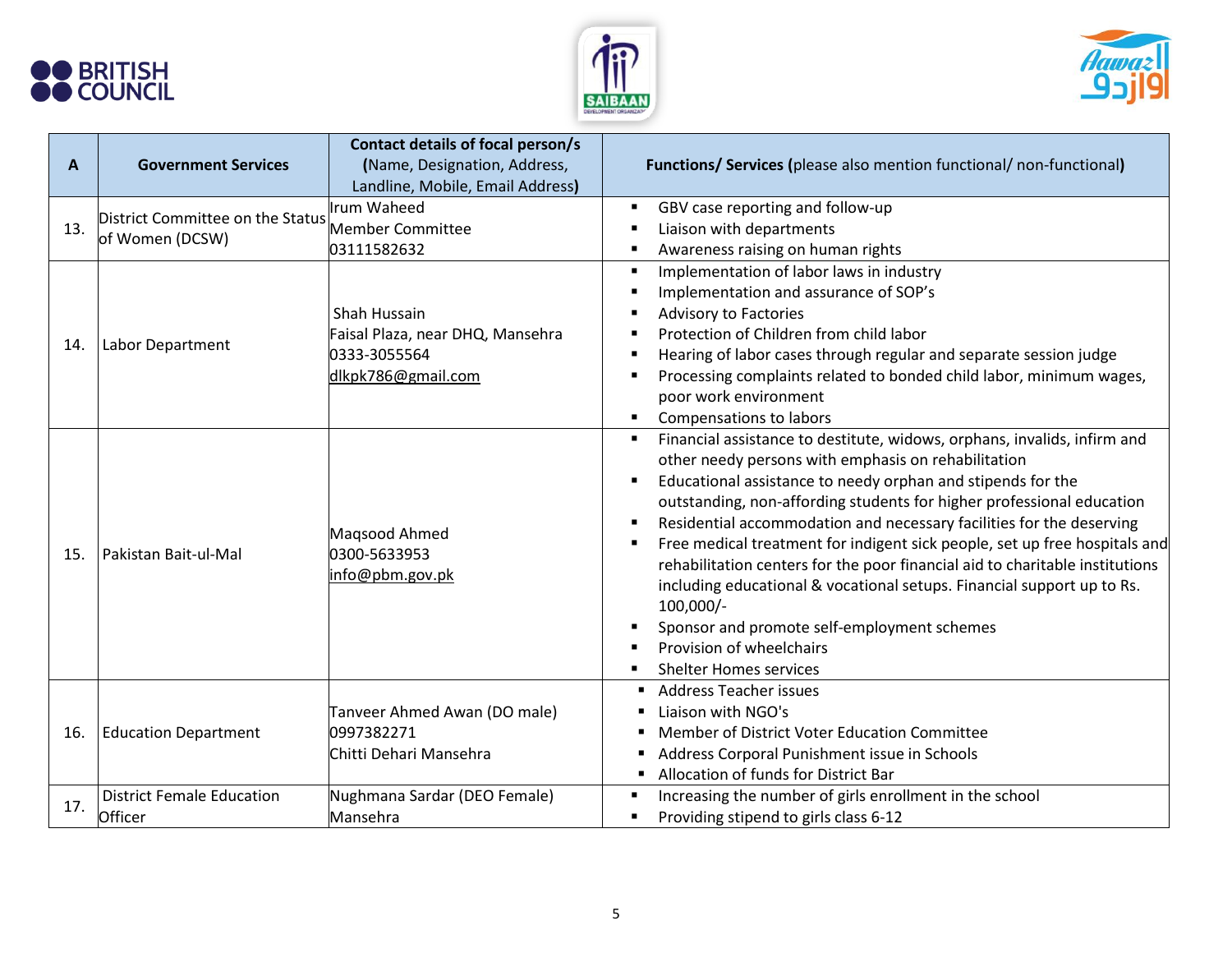| A | Government Services | Contact details of focal person/s (Name, Designation, Address, Landline, Mobile, Email Address) | Functions/ Services (please also mention functional/ non-functional) |
|---|---|---|---|
| 13. | District Committee on the Status of Women (DCSW) | Irum Waheed<br>Member Committee<br>03111582632 | ▪ GBV case reporting and follow-up<br>▪ Liaison with departments<br>▪ Awareness raising on human rights |
| 14. | Labor Department | Shah Hussain<br>Faisal Plaza, near DHQ, Mansehra<br>0333-3055564<br>dlkpk786@gmail.com | ▪ Implementation of labor laws in industry<br>▪ Implementation and assurance of SOP's<br>▪ Advisory to Factories<br>▪ Protection of Children from child labor<br>▪ Hearing of labor cases through regular and separate session judge<br>▪ Processing complaints related to bonded child labor, minimum wages, poor work environment<br>▪ Compensations to labors |
| 15. | Pakistan Bait-ul-Mal | Maqsood Ahmed<br>0300-5633953<br>info@pbm.gov.pk | ▪ Financial assistance to destitute, widows, orphans, invalids, infirm and other needy persons with emphasis on rehabilitation<br>▪ Educational assistance to needy orphan and stipends for the outstanding, non-affording students for higher professional education<br>▪ Residential accommodation and necessary facilities for the deserving<br>▪ Free medical treatment for indigent sick people, set up free hospitals and rehabilitation centers for the poor financial aid to charitable institutions including educational & vocational setups. Financial support up to Rs. 100,000/-<br>▪ Sponsor and promote self-employment schemes<br>▪ Provision of wheelchairs<br>▪ Shelter Homes services |
| 16. | Education Department | Tanveer Ahmed Awan (DO male)<br>0997382271<br>Chitti Dehari Mansehra | ▪ Address Teacher issues<br>▪ Liaison with NGO's<br>▪ Member of District Voter Education Committee<br>▪ Address Corporal Punishment issue in Schools<br>▪ Allocation of funds for District Bar |
| 17. | District Female Education Officer | Nughmana Sardar (DEO Female)<br>Mansehra | ▪ Increasing the number of girls enrollment in the school<br>▪ Providing stipend to girls class 6-12 |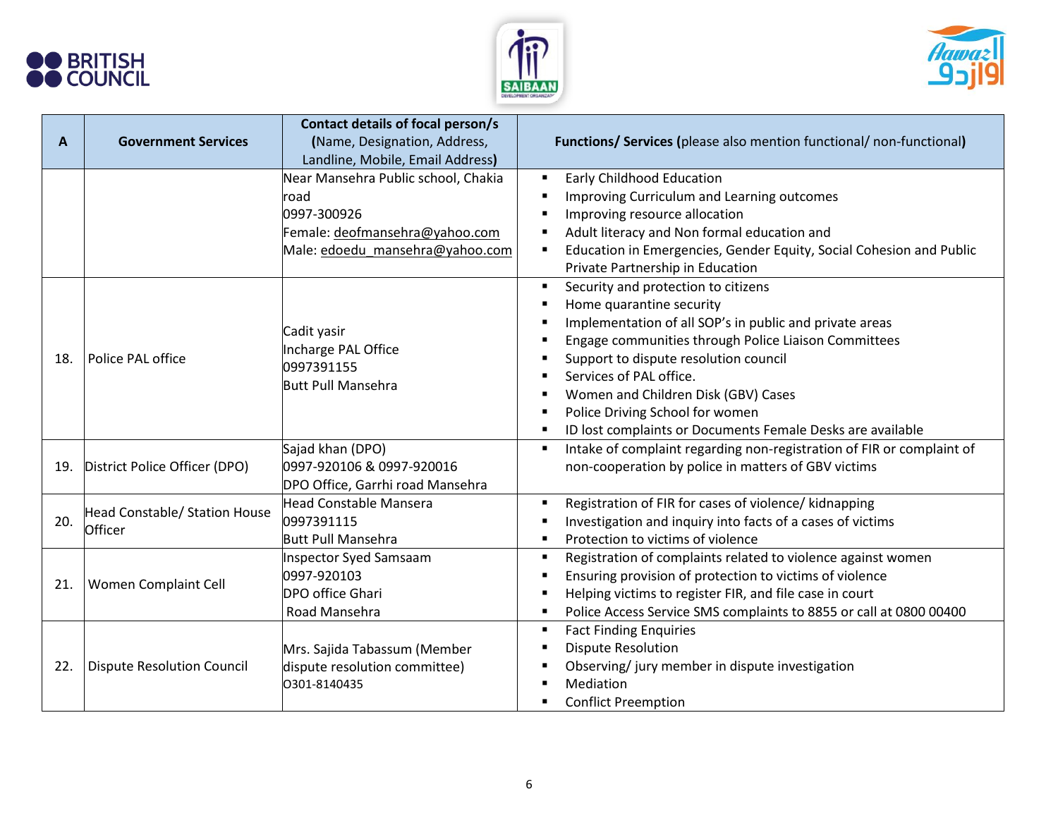| A | Government Services | Contact details of focal person/s (Name, Designation, Address, Landline, Mobile, Email Address) | Functions/ Services (please also mention functional/ non-functional) |
|---|---|---|---|
| | | Near Mansehra Public school, Chakia road<br>0997-300926<br>Female: deofmansehra@yahoo.com<br>Male: edoedu_mansehra@yahoo.com | ▪ Early Childhood Education<br>▪ Improving Curriculum and Learning outcomes<br>▪ Improving resource allocation<br>▪ Adult literacy and Non formal education and<br>▪ Education in Emergencies, Gender Equity, Social Cohesion and Public Private Partnership in Education |
| 18. | Police PAL office | Cadit yasir<br>Incharge PAL Office<br>0997391155<br>Butt Pull Mansehra | ▪ Security and protection to citizens<br>▪ Home quarantine security<br>▪ Implementation of all SOP's in public and private areas<br>▪ Engage communities through Police Liaison Committees<br>▪ Support to dispute resolution council<br>▪ Services of PAL office.<br>▪ Women and Children Disk (GBV) Cases<br>▪ Police Driving School for women<br>▪ ID lost complaints or Documents Female Desks are available |
| 19. | District Police Officer (DPO) | Sajad khan (DPO)<br>0997-920106 & 0997-920016<br>DPO Office, Garrhi road Mansehra | ▪ Intake of complaint regarding non-registration of FIR or complaint of non-cooperation by police in matters of GBV victims |
| 20. | Head Constable/ Station House Officer | Head Constable Mansera<br>0997391115<br>Butt Pull Mansehra | ▪ Registration of FIR for cases of violence/ kidnapping<br>▪ Investigation and inquiry into facts of a cases of victims<br>▪ Protection to victims of violence |
| 21. | Women Complaint Cell | Inspector Syed Samsaam<br>0997-920103<br>DPO office Ghari Road Mansehra | ▪ Registration of complaints related to violence against women<br>▪ Ensuring provision of protection to victims of violence<br>▪ Helping victims to register FIR, and file case in court<br>▪ Police Access Service SMS complaints to 8855 or call at 0800 00400 |
| 22. | Dispute Resolution Council | Mrs. Sajida Tabassum (Member dispute resolution committee)<br>O301-8140435 | ▪ Fact Finding Enquiries<br>▪ Dispute Resolution<br>▪ Observing/ jury member in dispute investigation<br>▪ Mediation<br>▪ Conflict Preemption |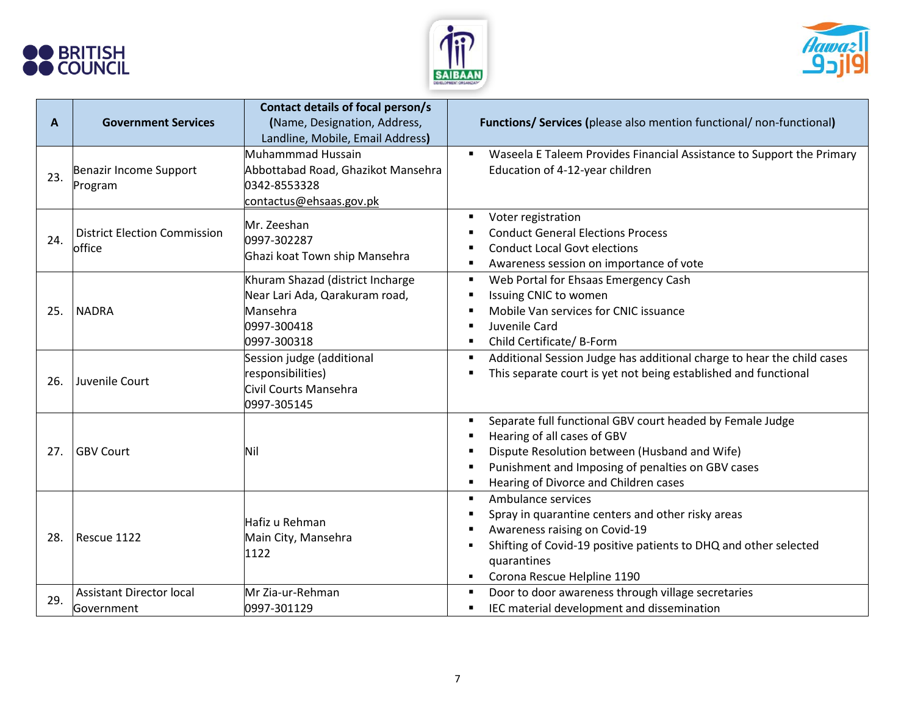| A | Government Services | Contact details of focal person/s (Name, Designation, Address, Landline, Mobile, Email Address) | Functions/ Services (please also mention functional/ non-functional) |
|---|---|---|---|
| 23. | Benazir Income Support Program | Muhammmad Hussain<br>Abbottabad Road, Ghazikot Mansehra<br>0342-8553328<br>contactus@ehsaas.gov.pk | ▪ Waseela E Taleem Provides Financial Assistance to Support the Primary Education of 4-12-year children |
| 24. | District Election Commission office | Mr. Zeeshan<br>0997-302287<br>Ghazi koat Town ship Mansehra | ▪ Voter registration<br>▪ Conduct General Elections Process<br>▪ Conduct Local Govt elections<br>▪ Awareness session on importance of vote |
| 25. | NADRA | Khuram Shazad (district Incharge<br>Near Lari Ada, Qarakuram road, Mansehra<br>0997-300418<br>0997-300318 | ▪ Web Portal for Ehsaas Emergency Cash<br>▪ Issuing CNIC to women<br>▪ Mobile Van services for CNIC issuance<br>▪ Juvenile Card<br>▪ Child Certificate/ B-Form |
| 26. | Juvenile Court | Session judge (additional responsibilities)<br>Civil Courts Mansehra<br>0997-305145 | ▪ Additional Session Judge has additional charge to hear the child cases<br>▪ This separate court is yet not being established and functional |
| 27. | GBV Court | Nil | ▪ Separate full functional GBV court headed by Female Judge<br>▪ Hearing of all cases of GBV<br>▪ Dispute Resolution between (Husband and Wife)<br>▪ Punishment and Imposing of penalties on GBV cases<br>▪ Hearing of Divorce and Children cases |
| 28. | Rescue 1122 | Hafiz u Rehman<br>Main City, Mansehra<br>1122 | ▪ Ambulance services<br>▪ Spray in quarantine centers and other risky areas<br>▪ Awareness raising on Covid-19<br>▪ Shifting of Covid-19 positive patients to DHQ and other selected quarantines<br>▪ Corona Rescue Helpline 1190 |
| 29. | Assistant Director local Government | Mr Zia-ur-Rehman<br>0997-301129 | ▪ Door to door awareness through village secretaries<br>▪ IEC material development and dissemination |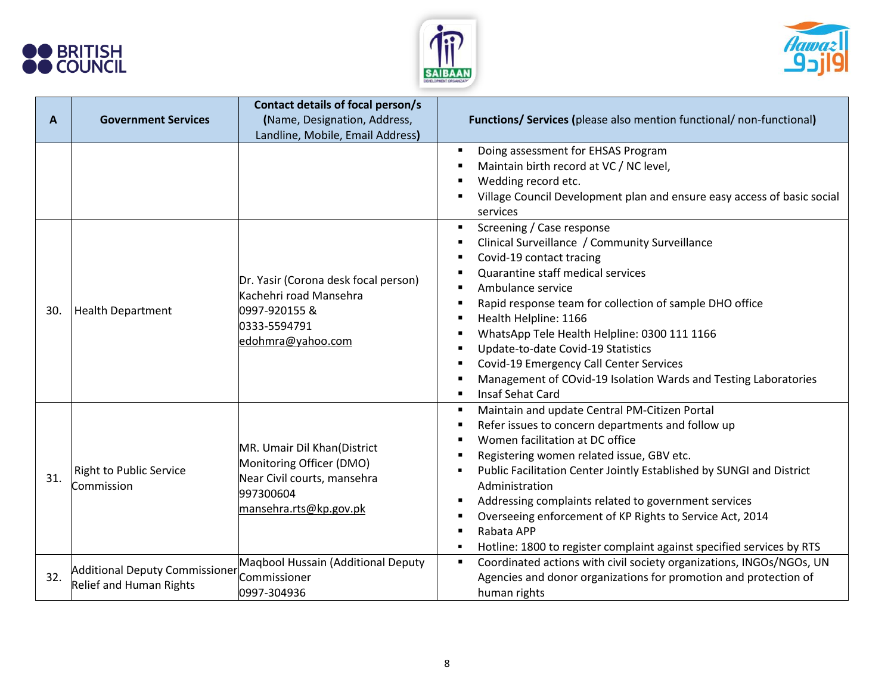| A | Government Services | Contact details of focal person/s (Name, Designation, Address, Landline, Mobile, Email Address) | Functions/ Services (please also mention functional/ non-functional) |
|---|---|---|---|
| | | | ▪ Doing assessment for EHSAS Program<br>▪ Maintain birth record at VC / NC level,<br>▪ Wedding record etc.<br>▪ Village Council Development plan and ensure easy access of basic social services |
| 30. | Health Department | Dr. Yasir (Corona desk focal person)<br>Kachehri road Mansehra<br>0997-920155 &<br>0333-5594791<br>edohmra@yahoo.com | ▪ Screening / Case response<br>▪ Clinical Surveillance / Community Surveillance<br>▪ Covid-19 contact tracing<br>▪ Quarantine staff medical services<br>▪ Ambulance service<br>▪ Rapid response team for collection of sample DHO office<br>▪ Health Helpline: 1166<br>▪ WhatsApp Tele Health Helpline: 0300 111 1166<br>▪ Update-to-date Covid-19 Statistics<br>▪ Covid-19 Emergency Call Center Services<br>▪ Management of COvid-19 Isolation Wards and Testing Laboratories<br>▪ Insaf Sehat Card |
| 31. | Right to Public Service Commission | MR. Umair Dil Khan(District Monitoring Officer (DMO)<br>Near Civil courts, mansehra<br>997300604<br>mansehra.rts@kp.gov.pk | ▪ Maintain and update Central PM-Citizen Portal<br>▪ Refer issues to concern departments and follow up<br>▪ Women facilitation at DC office<br>▪ Registering women related issue, GBV etc.<br>▪ Public Facilitation Center Jointly Established by SUNGI and District Administration<br>▪ Addressing complaints related to government services<br>▪ Overseeing enforcement of KP Rights to Service Act, 2014<br>▪ Rabata APP<br>▪ Hotline: 1800 to register complaint against specified services by RTS |
| 32. | Additional Deputy Commissioner Relief and Human Rights | Maqbool Hussain (Additional Deputy Commissioner<br>0997-304936 | ▪ Coordinated actions with civil society organizations, INGOs/NGOs, UN Agencies and donor organizations for promotion and protection of human rights |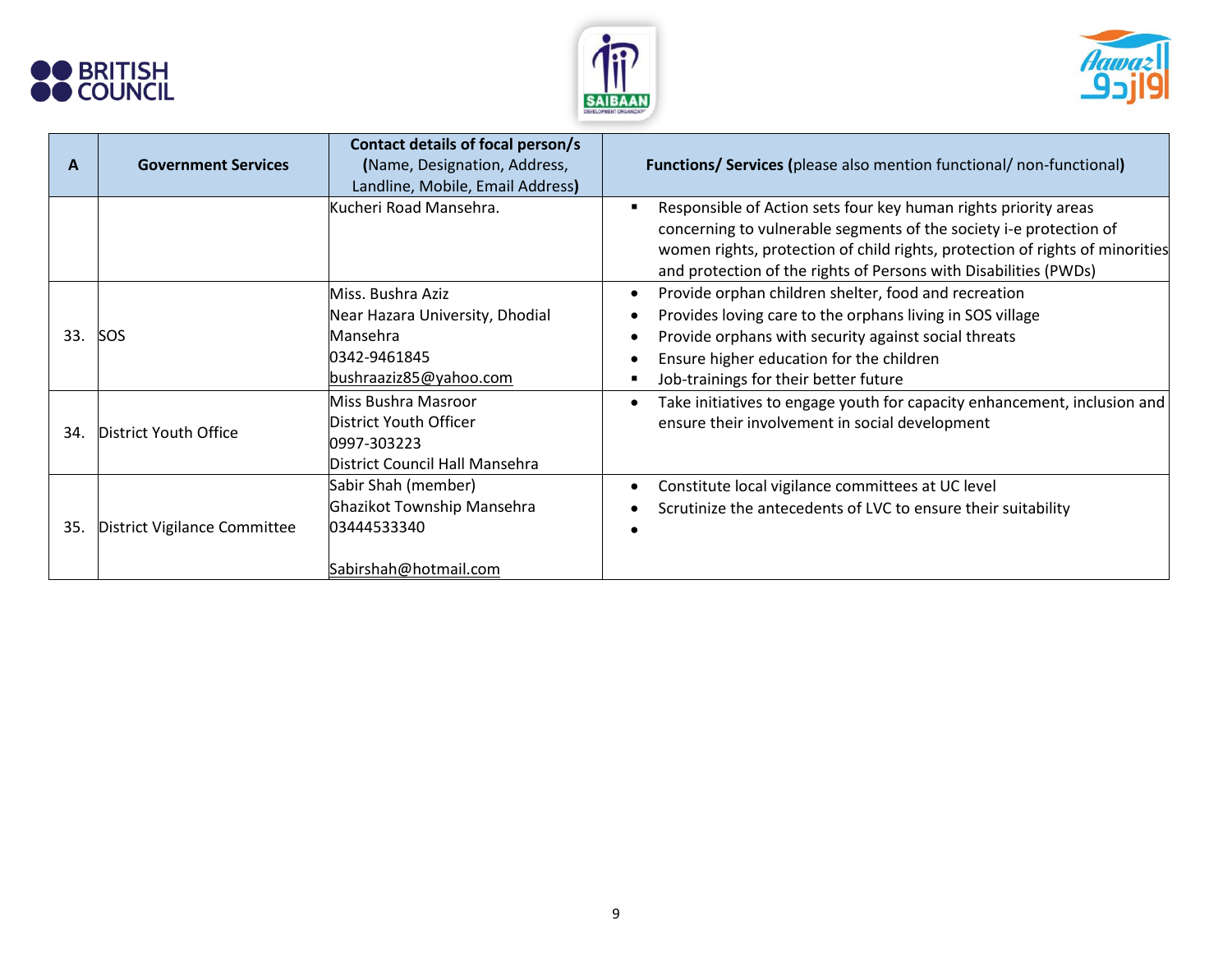| A | Government Services | Contact details of focal person/s (Name, Designation, Address, Landline, Mobile, Email Address) | Functions/ Services (please also mention functional/ non-functional) |
|---|---|---|---|
| | | Kucheri Road Mansehra. | ▪ Responsible of Action sets four key human rights priority areas concerning to vulnerable segments of the society i-e protection of women rights, protection of child rights, protection of rights of minorities and protection of the rights of Persons with Disabilities (PWDs) |
| 33. | SOS | Miss. Bushra Aziz<br>Near Hazara University, Dhodial Mansehra<br>0342-9461845<br>bushraaziz85@yahoo.com | • Provide orphan children shelter, food and recreation<br>• Provides loving care to the orphans living in SOS village<br>• Provide orphans with security against social threats<br>• Ensure higher education for the children<br>▪ Job-trainings for their better future |
| 34. | District Youth Office | Miss Bushra Masroor<br>District Youth Officer<br>0997-303223<br>District Council Hall Mansehra | • Take initiatives to engage youth for capacity enhancement, inclusion and ensure their involvement in social development |
| 35. | District Vigilance Committee | Sabir Shah (member)<br>Ghazikot Township Mansehra<br>03444533340<br><br>Sabirshah@hotmail.com | • Constitute local vigilance committees at UC level<br>• Scrutinize the antecedents of LVC to ensure their suitability<br>• |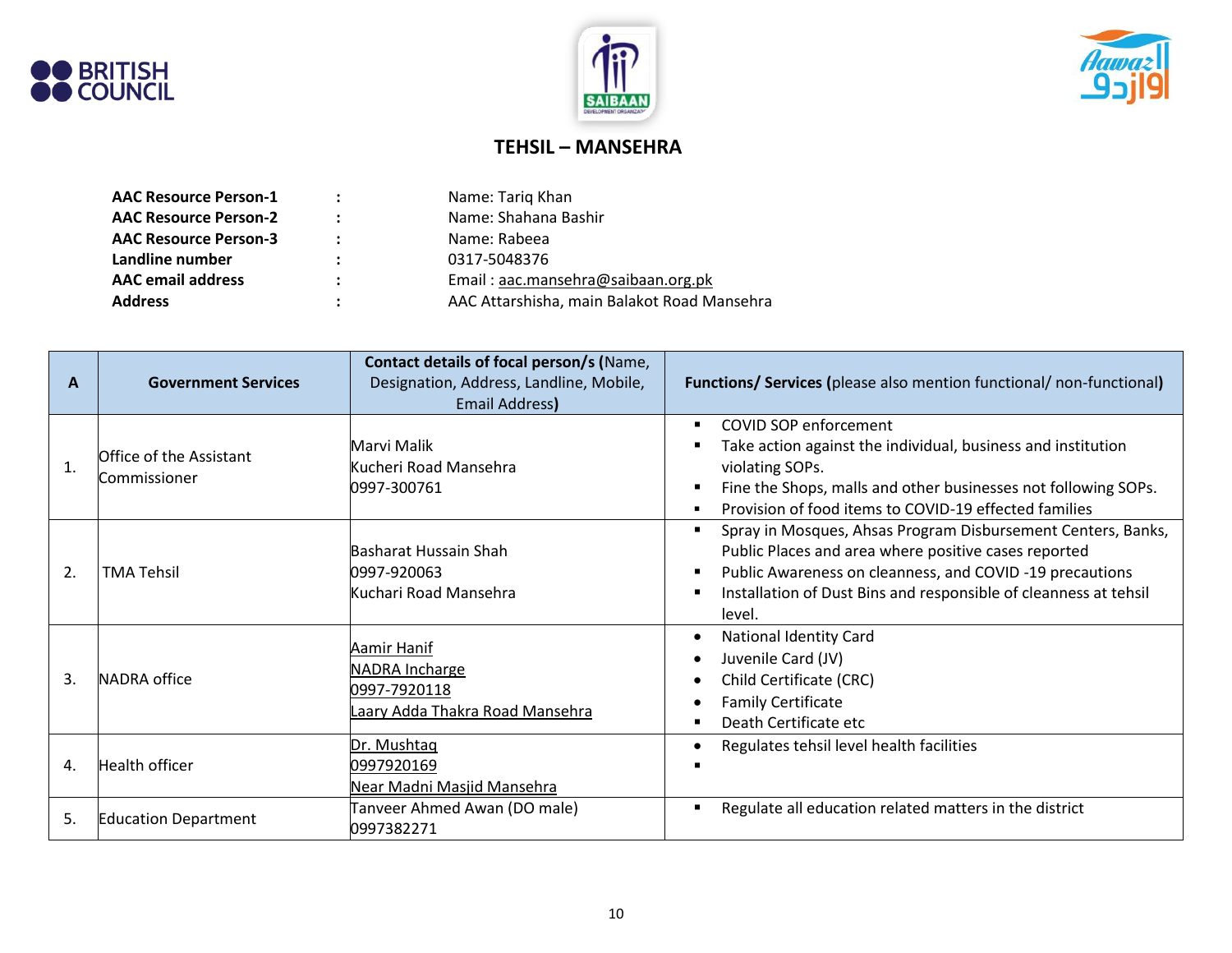## TEHSIL – MANSEHRA

| | | |
|---|---|---|
| **AAC Resource Person-1** | : | Name: Tariq Khan |
| **AAC Resource Person-2** | : | Name: Shahana Bashir |
| **AAC Resource Person-3** | : | Name: Rabeea |
| **Landline number** | : | 0317-5048376 |
| **AAC email address** | : | Email : aac.mansehra@saibaan.org.pk |
| **Address** | : | AAC Attarshisha, main Balakot Road Mansehra |

| A | Government Services | Contact details of focal person/s (Name, Designation, Address, Landline, Mobile, Email Address) | Functions/ Services (please also mention functional/ non-functional) |
|---|---|---|---|
| 1. | Office of the Assistant Commissioner | Marvi Malik<br>Kucheri Road Mansehra<br>0997-300761 | ▪ COVID SOP enforcement<br>▪ Take action against the individual, business and institution violating SOPs.<br>▪ Fine the Shops, malls and other businesses not following SOPs.<br>▪ Provision of food items to COVID-19 effected families |
| 2. | TMA Tehsil | Basharat Hussain Shah<br>0997-920063<br>Kuchari Road Mansehra | ▪ Spray in Mosques, Ahsas Program Disbursement Centers, Banks, Public Places and area where positive cases reported<br>▪ Public Awareness on cleanness, and COVID -19 precautions<br>▪ Installation of Dust Bins and responsible of cleanness at tehsil level. |
| 3. | NADRA office | Aamir Hanif<br>NADRA Incharge<br>0997-7920118<br>Laary Adda Thakra Road Mansehra | • National Identity Card<br>• Juvenile Card (JV)<br>• Child Certificate (CRC)<br>• Family Certificate<br>▪ Death Certificate etc |
| 4. | Health officer | Dr. Mushtaq<br>0997920169<br>Near Madni Masjid Mansehra | • Regulates tehsil level health facilities<br>▪ |
| 5. | Education Department | Tanveer Ahmed Awan (DO male)<br>0997382271 | ▪ Regulate all education related matters in the district |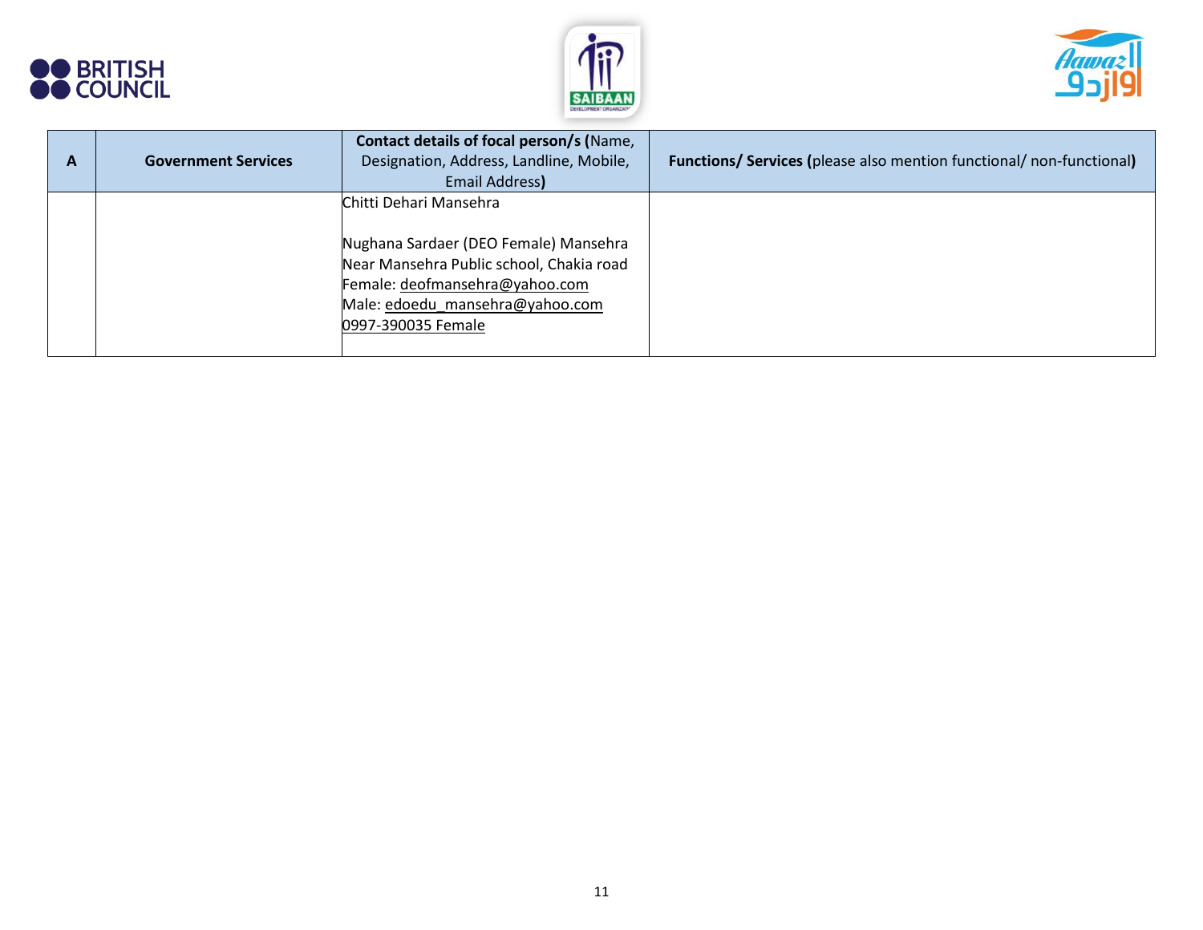| A | Government Services | **Contact details of focal person/s (**Name, Designation, Address, Landline, Mobile, Email Address**)** | **Functions/ Services (**please also mention functional/ non-functional**)** |
|---|---|---|---|
| | | Chitti Dehari Mansehra<br><br>Nughana Sardaer (DEO Female) Mansehra<br>Near Mansehra Public school, Chakia road<br>Female: deofmansehra@yahoo.com<br>Male: edoedu_mansehra@yahoo.com<br>0997-390035 Female | |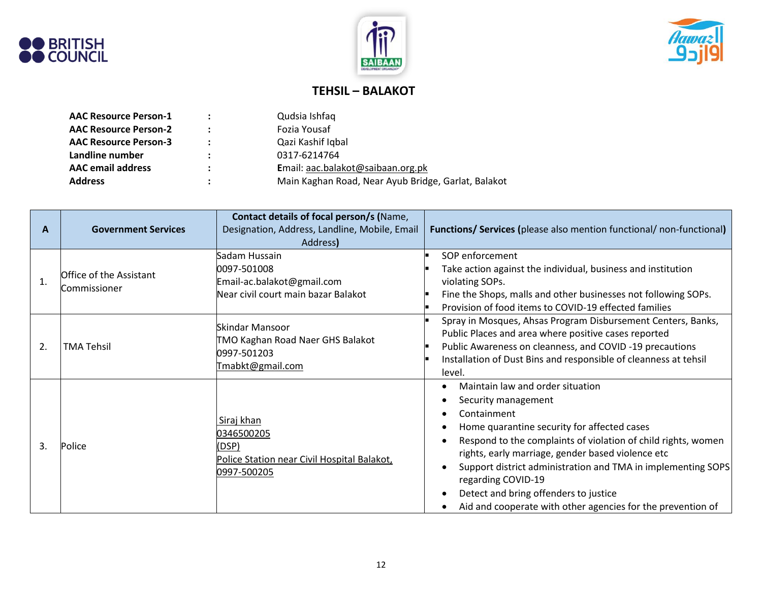## TEHSIL – BALAKOT

**AAC Resource Person-1** : Qudsia Ishfaq
**AAC Resource Person-2** : Fozia Yousaf
**AAC Resource Person-3** : Qazi Kashif Iqbal
**Landline number** : 0317-6214764
**AAC email address** : Email: aac.balakot@saibaan.org.pk
**Address** : Main Kaghan Road, Near Ayub Bridge, Garlat, Balakot

| A | Government Services | Contact details of focal person/s (Name, Designation, Address, Landline, Mobile, Email Address) | Functions/ Services (please also mention functional/ non-functional) |
|---|---|---|---|
| 1. | Office of the Assistant Commissioner | Sadam Hussain<br>0097-501008<br>Email-ac.balakot@gmail.com<br>Near civil court main bazar Balakot | ▪ SOP enforcement<br>▪ Take action against the individual, business and institution violating SOPs.<br>▪ Fine the Shops, malls and other businesses not following SOPs.<br>▪ Provision of food items to COVID-19 effected families |
| 2. | TMA Tehsil | Skindar Mansoor<br>TMO Kaghan Road Naer GHS Balakot<br>0997-501203<br>Tmabkt@gmail.com | ▪ Spray in Mosques, Ahsas Program Disbursement Centers, Banks, Public Places and area where positive cases reported<br>▪ Public Awareness on cleanness, and COVID -19 precautions<br>▪ Installation of Dust Bins and responsible of cleanness at tehsil level. |
| 3. | Police | Siraj khan<br>0346500205<br>(DSP)<br>Police Station near Civil Hospital Balakot,<br>0997-500205 | • Maintain law and order situation<br>• Security management<br>• Containment<br>• Home quarantine security for affected cases<br>• Respond to the complaints of violation of child rights, women rights, early marriage, gender based violence etc<br>• Support district administration and TMA in implementing SOPS regarding COVID-19<br>• Detect and bring offenders to justice<br>• Aid and cooperate with other agencies for the prevention of |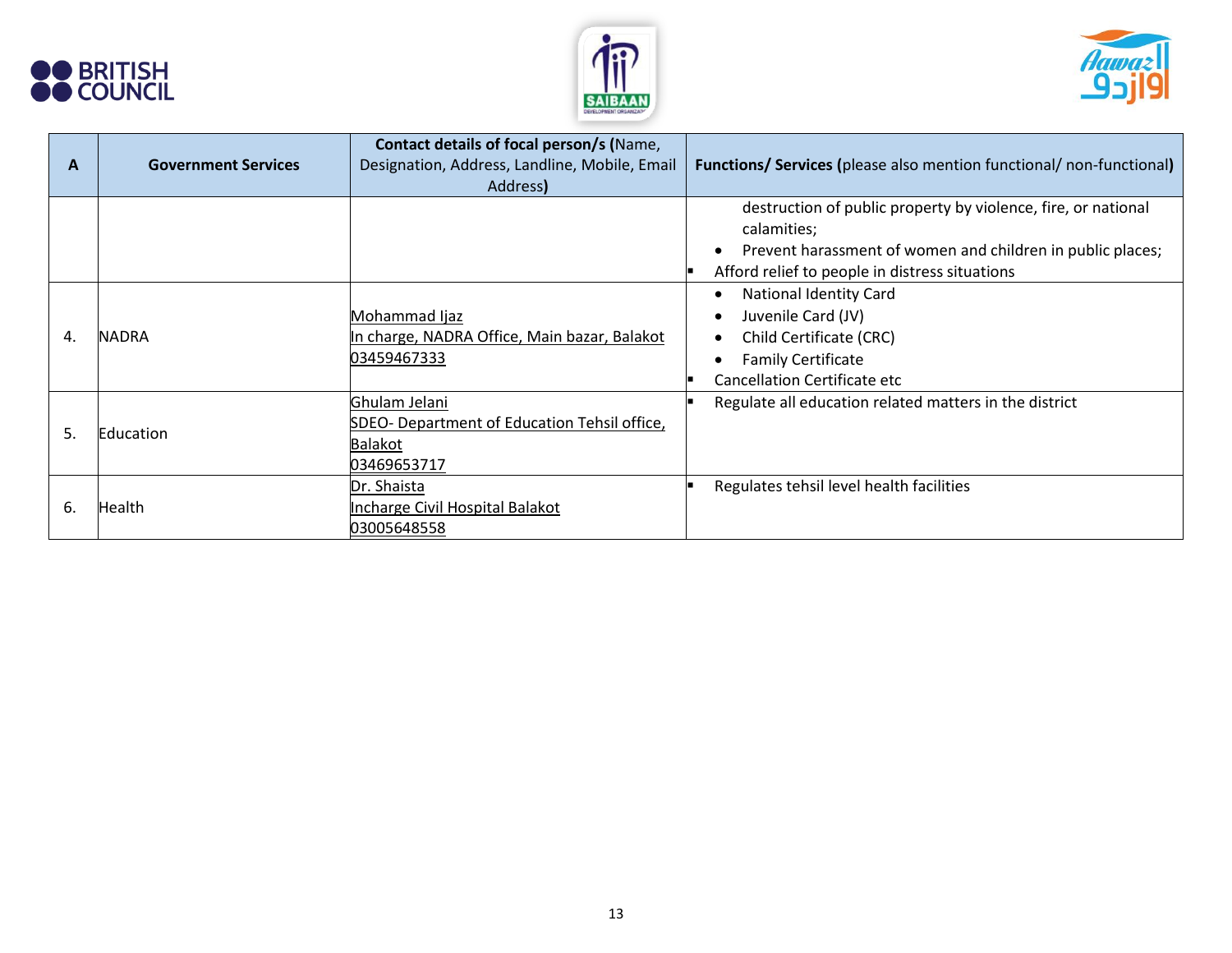| A | Government Services | Contact details of focal person/s (Name, Designation, Address, Landline, Mobile, Email Address) | Functions/ Services (please also mention functional/ non-functional) |
|---|---|---|---|
| | | | destruction of public property by violence, fire, or national calamities;<br>• Prevent harassment of women and children in public places;<br>▪ Afford relief to people in distress situations |
| 4. | NADRA | Mohammad Ijaz<br>In charge, NADRA Office, Main bazar, Balakot<br>03459467333 | • National Identity Card<br>• Juvenile Card (JV)<br>• Child Certificate (CRC)<br>• Family Certificate<br>▪ Cancellation Certificate etc |
| 5. | Education | Ghulam Jelani<br>SDEO- Department of Education Tehsil office, Balakot<br>03469653717 | ▪ Regulate all education related matters in the district |
| 6. | Health | Dr. Shaista<br>Incharge Civil Hospital Balakot<br>03005648558 | ▪ Regulates tehsil level health facilities |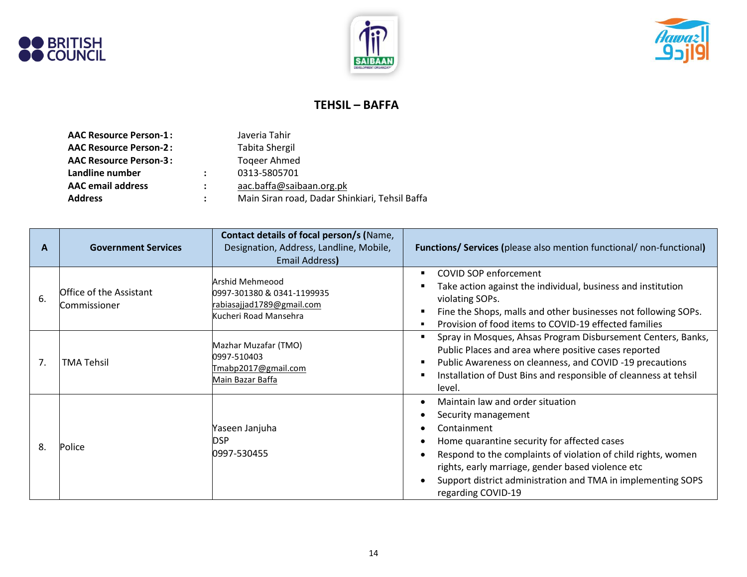## TEHSIL – BAFFA

**AAC Resource Person-1:** Javeria Tahir
**AAC Resource Person-2:** Tabita Shergil
**AAC Resource Person-3:** Toqeer Ahmed
**Landline number :** 0313-5805701
**AAC email address :** aac.baffa@saibaan.org.pk
**Address :** Main Siran road, Dadar Shinkiari, Tehsil Baffa

| A | Government Services | Contact details of focal person/s (Name, Designation, Address, Landline, Mobile, Email Address) | Functions/ Services (please also mention functional/ non-functional) |
|---|---|---|---|
| 6. | Office of the Assistant Commissioner | Arshid Mehmeood<br>0997-301380 & 0341-1199935<br>rabiasajjad1789@gmail.com<br>Kucheri Road Mansehra | ▪ COVID SOP enforcement<br>▪ Take action against the individual, business and institution violating SOPs.<br>▪ Fine the Shops, malls and other businesses not following SOPs.<br>▪ Provision of food items to COVID-19 effected families |
| 7. | TMA Tehsil | Mazhar Muzafar (TMO)<br>0997-510403<br>Tmabp2017@gmail.com<br>Main Bazar Baffa | ▪ Spray in Mosques, Ahsas Program Disbursement Centers, Banks, Public Places and area where positive cases reported<br>▪ Public Awareness on cleanness, and COVID -19 precautions<br>▪ Installation of Dust Bins and responsible of cleanness at tehsil level. |
| 8. | Police | Yaseen Janjuha<br>DSP<br>0997-530455 | • Maintain law and order situation<br>• Security management<br>• Containment<br>• Home quarantine security for affected cases<br>• Respond to the complaints of violation of child rights, women rights, early marriage, gender based violence etc<br>• Support district administration and TMA in implementing SOPS regarding COVID-19 |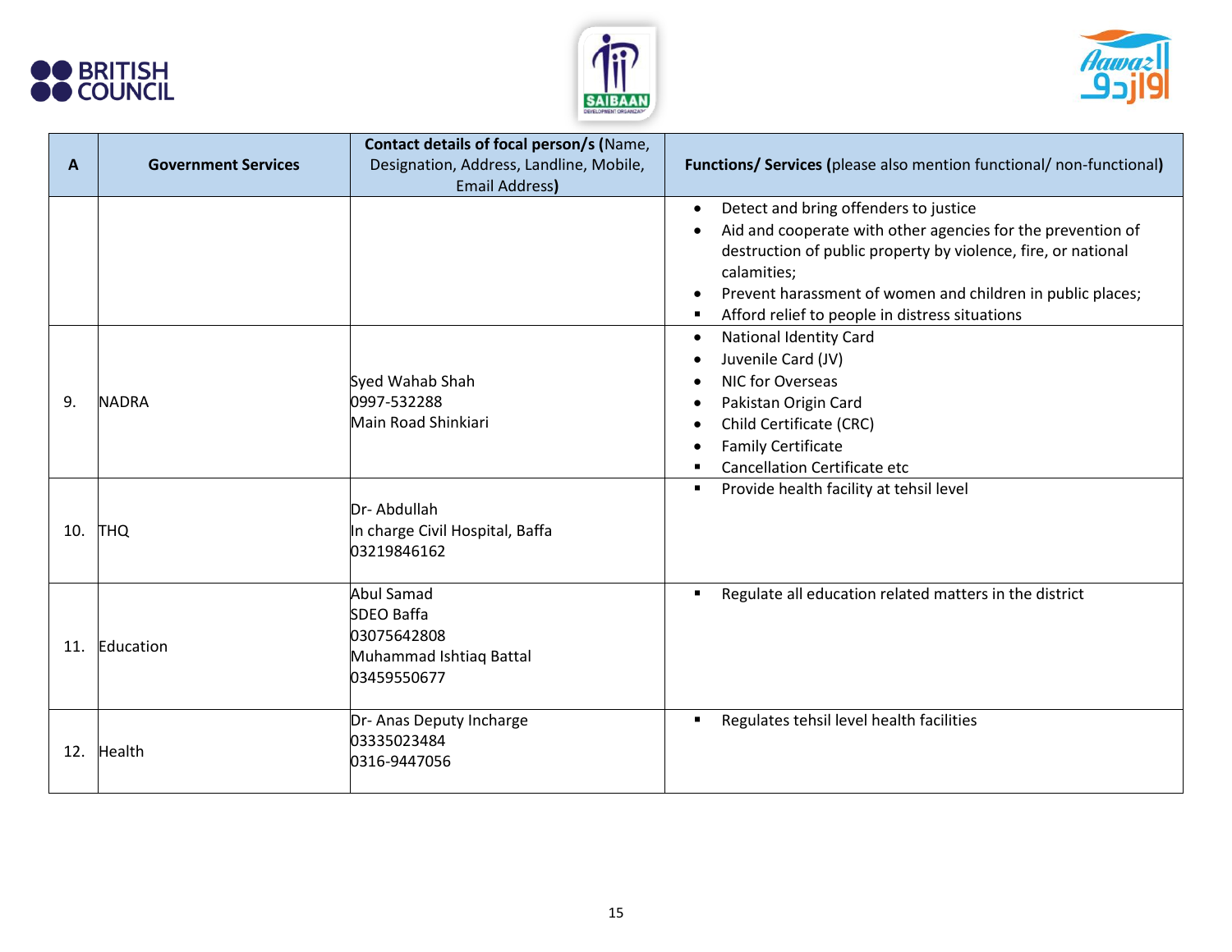| A | Government Services | Contact details of focal person/s (Name, Designation, Address, Landline, Mobile, Email Address) | Functions/ Services (please also mention functional/ non-functional) |
|---|---|---|---|
| | | | • Detect and bring offenders to justice<br>• Aid and cooperate with other agencies for the prevention of destruction of public property by violence, fire, or national calamities;<br>• Prevent harassment of women and children in public places;<br>▪ Afford relief to people in distress situations |
| 9. | NADRA | Syed Wahab Shah<br>0997-532288<br>Main Road Shinkiari | • National Identity Card<br>• Juvenile Card (JV)<br>• NIC for Overseas<br>• Pakistan Origin Card<br>• Child Certificate (CRC)<br>• Family Certificate<br>▪ Cancellation Certificate etc |
| 10. | THQ | Dr- Abdullah<br>In charge Civil Hospital, Baffa<br>03219846162 | ▪ Provide health facility at tehsil level |
| 11. | Education | Abul Samad<br>SDEO Baffa<br>03075642808<br>Muhammad Ishtiaq Battal<br>03459550677 | ▪ Regulate all education related matters in the district |
| 12. | Health | Dr- Anas Deputy Incharge<br>03335023484<br>0316-9447056 | ▪ Regulates tehsil level health facilities |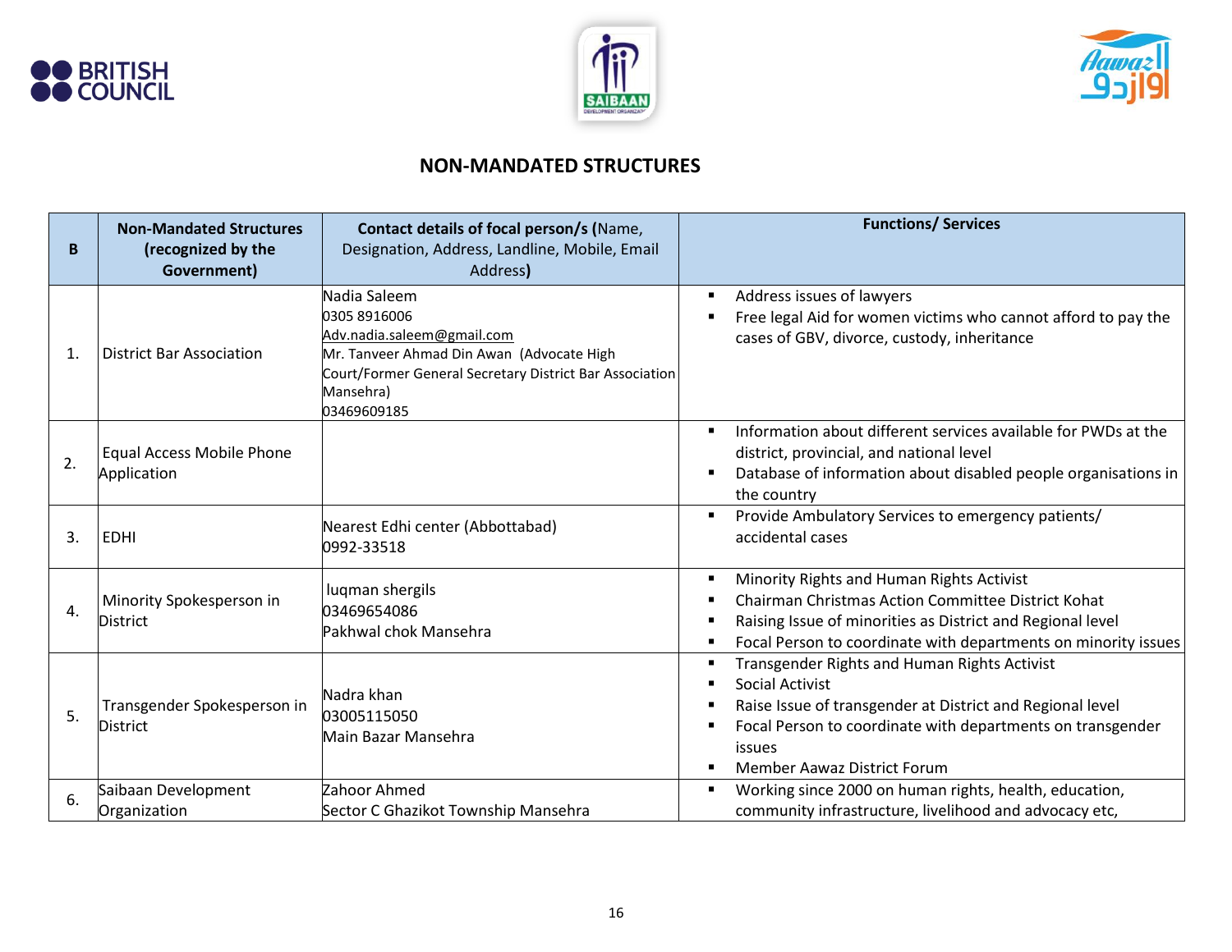## NON-MANDATED STRUCTURES

| B | Non-Mandated Structures (recognized by the Government) | Contact details of focal person/s (Name, Designation, Address, Landline, Mobile, Email Address) | Functions/ Services |
|---|---|---|---|
| 1. | District Bar Association | Nadia Saleem<br>0305 8916006<br>Adv.nadia.saleem@gmail.com<br>Mr. Tanveer Ahmad Din Awan (Advocate High Court/Former General Secretary District Bar Association Mansehra)<br>03469609185 | ▪ Address issues of lawyers<br>▪ Free legal Aid for women victims who cannot afford to pay the cases of GBV, divorce, custody, inheritance |
| 2. | Equal Access Mobile Phone Application | | ▪ Information about different services available for PWDs at the district, provincial, and national level<br>▪ Database of information about disabled people organisations in the country |
| 3. | EDHI | Nearest Edhi center (Abbottabad)<br>0992-33518 | ▪ Provide Ambulatory Services to emergency patients/ accidental cases |
| 4. | Minority Spokesperson in District | luqman shergils<br>03469654086<br>Pakhwal chok Mansehra | ▪ Minority Rights and Human Rights Activist<br>▪ Chairman Christmas Action Committee District Kohat<br>▪ Raising Issue of minorities as District and Regional level<br>▪ Focal Person to coordinate with departments on minority issues |
| 5. | Transgender Spokesperson in District | Nadra khan<br>03005115050<br>Main Bazar Mansehra | ▪ Transgender Rights and Human Rights Activist<br>▪ Social Activist<br>▪ Raise Issue of transgender at District and Regional level<br>▪ Focal Person to coordinate with departments on transgender issues<br>▪ Member Aawaz District Forum |
| 6. | Saibaan Development Organization | Zahoor Ahmed<br>Sector C Ghazikot Township Mansehra | ▪ Working since 2000 on human rights, health, education, community infrastructure, livelihood and advocacy etc, |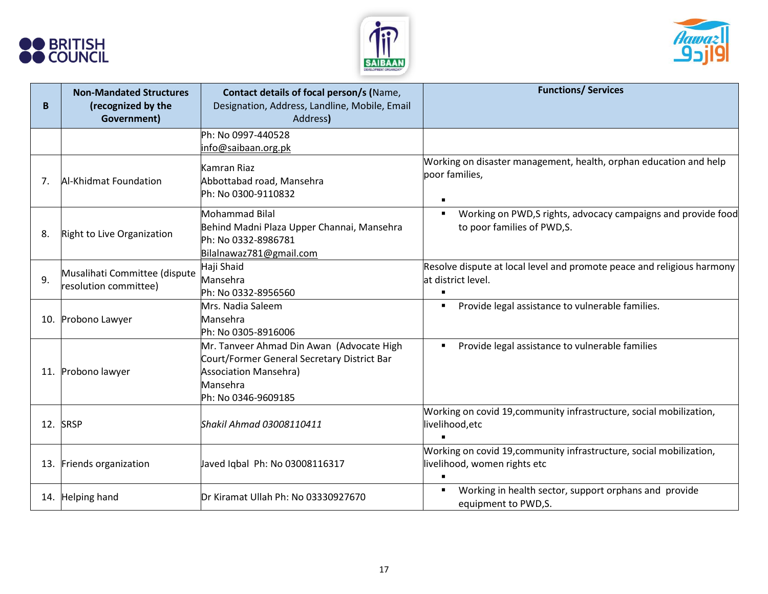| B | Non-Mandated Structures (recognized by the Government) | Contact details of focal person/s (Name, Designation, Address, Landline, Mobile, Email Address) | Functions/ Services |
|---|---|---|---|
| | | Ph: No 0997-440528<br>info@saibaan.org.pk | |
| 7. | Al-Khidmat Foundation | Kamran Riaz<br>Abbottabad road, Mansehra<br>Ph: No 0300-9110832 | Working on disaster management, health, orphan education and help poor families, |
| 8. | Right to Live Organization | Mohammad Bilal<br>Behind Madni Plaza Upper Channai, Mansehra<br>Ph: No 0332-8986781<br>Bilalnawaz781@gmail.com | ▪ Working on PWD,S rights, advocacy campaigns and provide food to poor families of PWD,S. |
| 9. | Musalihati Committee (dispute resolution committee) | Haji Shaid<br>Mansehra<br>Ph: No 0332-8956560 | Resolve dispute at local level and promote peace and religious harmony at district level. |
| 10. | Probono Lawyer | Mrs. Nadia Saleem<br>Mansehra<br>Ph: No 0305-8916006 | ▪ Provide legal assistance to vulnerable families. |
| 11. | Probono lawyer | Mr. Tanveer Ahmad Din Awan (Advocate High Court/Former General Secretary District Bar Association Mansehra)<br>Mansehra<br>Ph: No 0346-9609185 | ▪ Provide legal assistance to vulnerable families |
| 12. | SRSP | *Shakil Ahmad 03008110411* | Working on covid 19,community infrastructure, social mobilization, livelihood,etc |
| 13. | Friends organization | Javed Iqbal Ph: No 03008116317 | Working on covid 19,community infrastructure, social mobilization, livelihood, women rights etc |
| 14. | Helping hand | Dr Kiramat Ullah Ph: No 03330927670 | ▪ Working in health sector, support orphans and provide equipment to PWD,S. |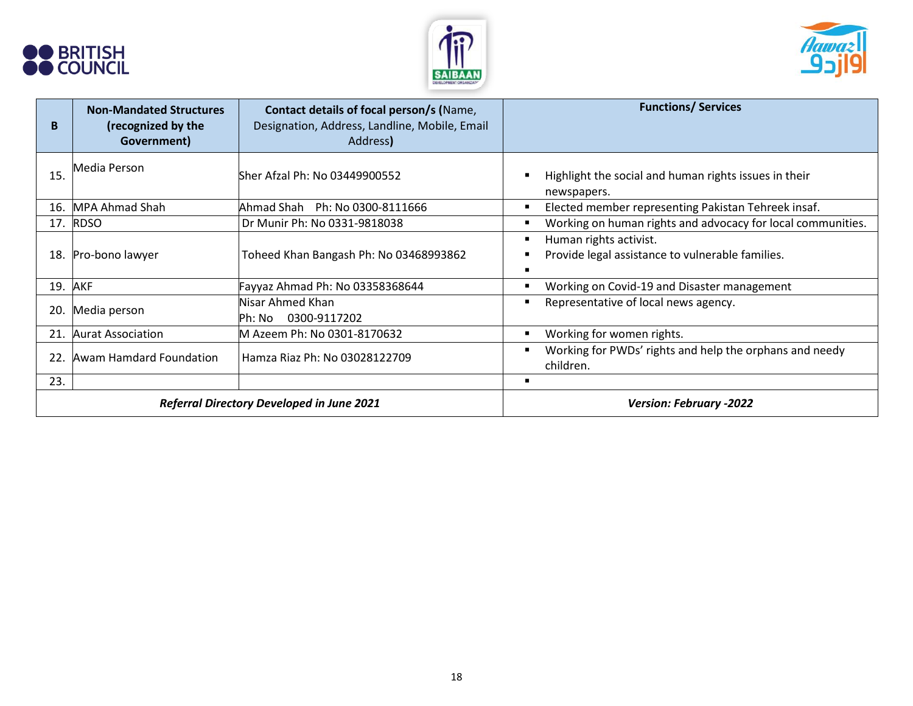| B | Non-Mandated Structures (recognized by the Government) | Contact details of focal person/s (Name, Designation, Address, Landline, Mobile, Email Address) | Functions/ Services |
|---|---|---|---|
| 15. | Media Person | Sher Afzal Ph: No 03449900552 | ▪ Highlight the social and human rights issues in their newspapers. |
| 16. | MPA Ahmad Shah | Ahmad Shah Ph: No 0300-8111666 | ▪ Elected member representing Pakistan Tehreek insaf. |
| 17. | RDSO | Dr Munir Ph: No 0331-9818038 | ▪ Working on human rights and advocacy for local communities. |
| 18. | Pro-bono lawyer | Toheed Khan Bangash Ph: No 03468993862 | ▪ Human rights activist.<br>▪ Provide legal assistance to vulnerable families.<br>▪ |
| 19. | AKF | Fayyaz Ahmad Ph: No 03358368644 | ▪ Working on Covid-19 and Disaster management |
| 20. | Media person | Nisar Ahmed Khan<br>Ph: No 0300-9117202 | ▪ Representative of local news agency. |
| 21. | Aurat Association | M Azeem Ph: No 0301-8170632 | ▪ Working for women rights. |
| 22. | Awam Hamdard Foundation | Hamza Riaz Ph: No 03028122709 | ▪ Working for PWDs' rights and help the orphans and needy children. |
| 23. | | | ▪ |
| ***Referral Directory Developed in June 2021*** | | | ***Version: February -2022*** |